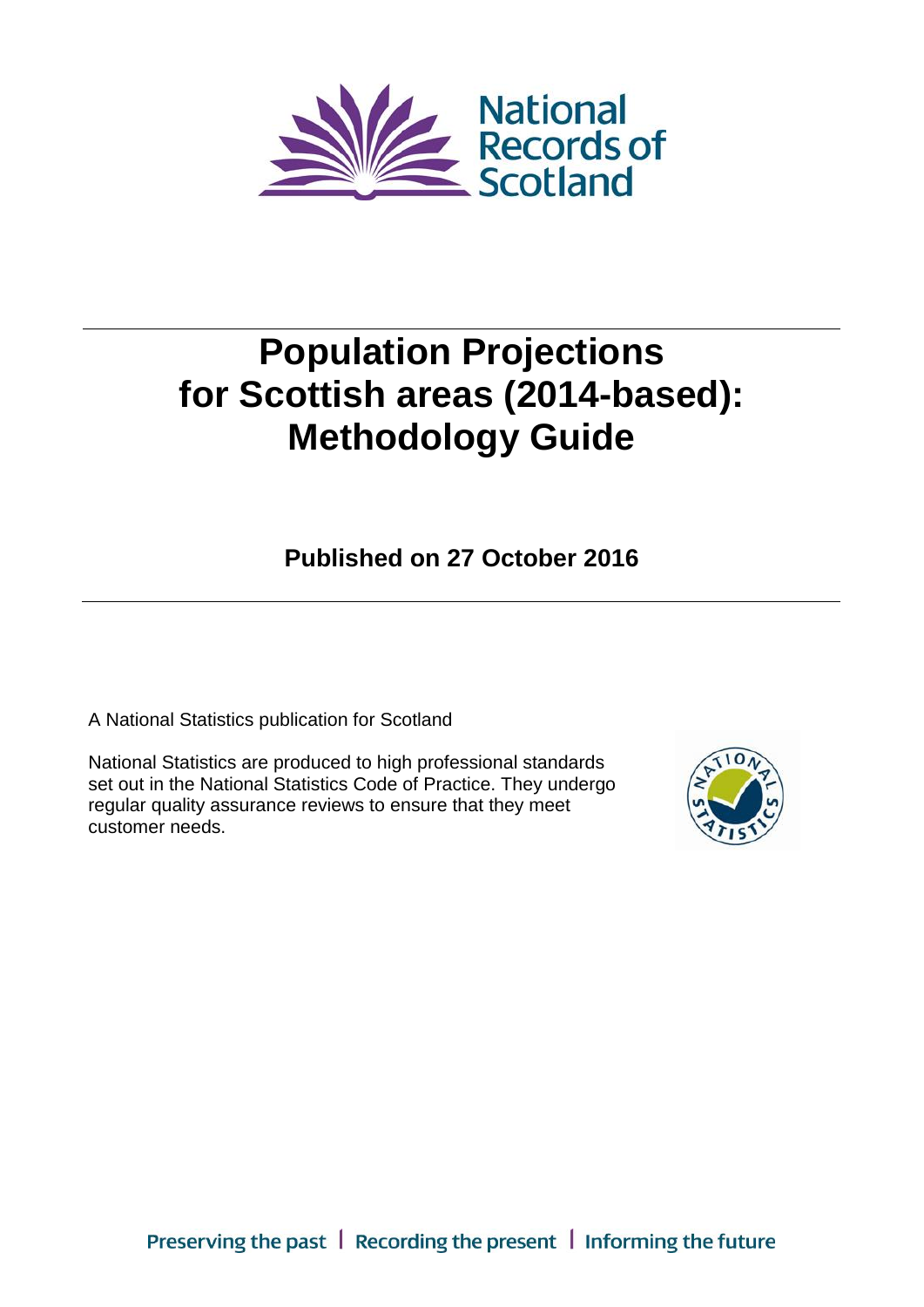National Records of Scotland

# Population Projections for Scottish areas (2014-based): Methodology Guide

**Published on 27 October 2016**

A National Statistics publication for Scotland

National Statistics are produced to high professional standards set out in the National Statistics Code of Practice. They undergo regular quality assurance reviews to ensure that they meet customer needs.

Preserving the past | Recording the present | Informing the future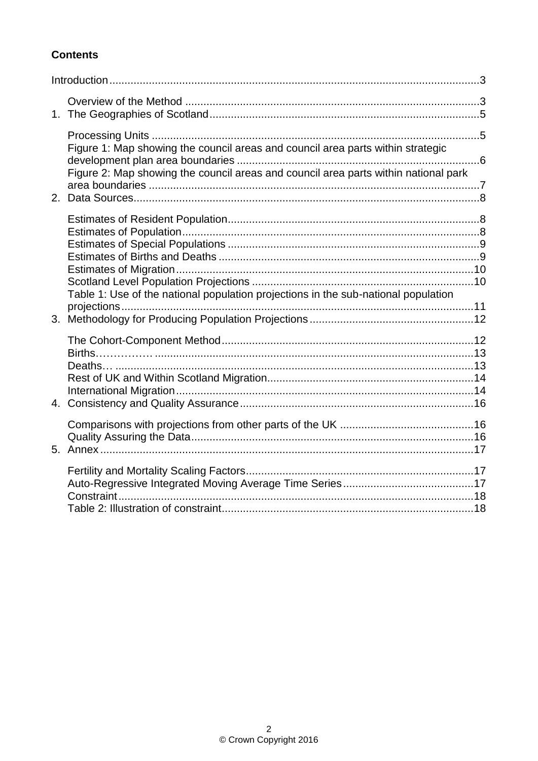**Contents**

Introduction........................................................................................................................3

Overview of the Method ...............................................................................................3

1. The Geographies of Scotland.......................................................................................5

Processing Units ..........................................................................................................5

Figure 1: Map showing the council areas and council area parts within strategic development plan area boundaries ...............................................................................6

Figure 2: Map showing the council areas and council area parts within national park area boundaries ...........................................................................................................7

2. Data Sources................................................................................................................8

Estimates of Resident Population.................................................................................8

Estimates of Population................................................................................................8

Estimates of Special Populations .................................................................................9

Estimates of Births and Deaths ....................................................................................9

Estimates of Migration.................................................................................................10

Scotland Level Population Projections ........................................................................10

Table 1: Use of the national population projections in the sub-national population projections..................................................................................................................11

3. Methodology for Producing Population Projections.....................................................12

The Cohort-Component Method..................................................................................12

Births……………. .......................................................................................................13

Deaths… ....................................................................................................................13

Rest of UK and Within Scotland Migration...................................................................14

International Migration.................................................................................................14

4. Consistency and Quality Assurance............................................................................16

Comparisons with projections from other parts of the UK ...........................................16

Quality Assuring the Data............................................................................................16

5. Annex..........................................................................................................................17

Fertility and Mortality Scaling Factors..........................................................................17

Auto-Regressive Integrated Moving Average Time Series..........................................17

Constraint...................................................................................................................18

Table 2: Illustration of constraint..................................................................................18

© Crown Copyright 2016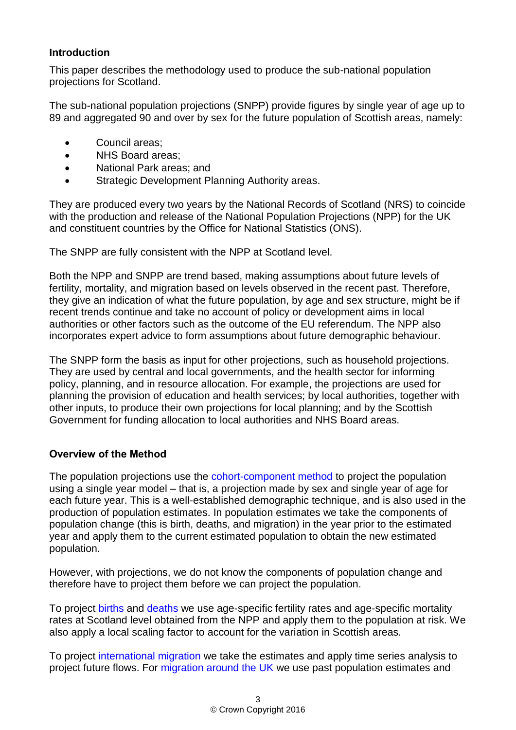## Introduction

This paper describes the methodology used to produce the sub-national population projections for Scotland.

The sub-national population projections (SNPP) provide figures by single year of age up to 89 and aggregated 90 and over by sex for the future population of Scottish areas, namely:

- Council areas;
- NHS Board areas;
- National Park areas; and
- Strategic Development Planning Authority areas.

They are produced every two years by the National Records of Scotland (NRS) to coincide with the production and release of the National Population Projections (NPP) for the UK and constituent countries by the Office for National Statistics (ONS).

The SNPP are fully consistent with the NPP at Scotland level.

Both the NPP and SNPP are trend based, making assumptions about future levels of fertility, mortality, and migration based on levels observed in the recent past. Therefore, they give an indication of what the future population, by age and sex structure, might be if recent trends continue and take no account of policy or development aims in local authorities or other factors such as the outcome of the EU referendum. The NPP also incorporates expert advice to form assumptions about future demographic behaviour.

The SNPP form the basis as input for other projections, such as household projections. They are used by central and local governments, and the health sector for informing policy, planning, and in resource allocation. For example, the projections are used for planning the provision of education and health services; by local authorities, together with other inputs, to produce their own projections for local planning; and by the Scottish Government for funding allocation to local authorities and NHS Board areas.

## Overview of the Method

The population projections use the cohort-component method to project the population using a single year model – that is, a projection made by sex and single year of age for each future year. This is a well-established demographic technique, and is also used in the production of population estimates. In population estimates we take the components of population change (this is birth, deaths, and migration) in the year prior to the estimated year and apply them to the current estimated population to obtain the new estimated population.

However, with projections, we do not know the components of population change and therefore have to project them before we can project the population.

To project births and deaths we use age-specific fertility rates and age-specific mortality rates at Scotland level obtained from the NPP and apply them to the population at risk. We also apply a local scaling factor to account for the variation in Scottish areas.

To project international migration we take the estimates and apply time series analysis to project future flows. For migration around the UK we use past population estimates and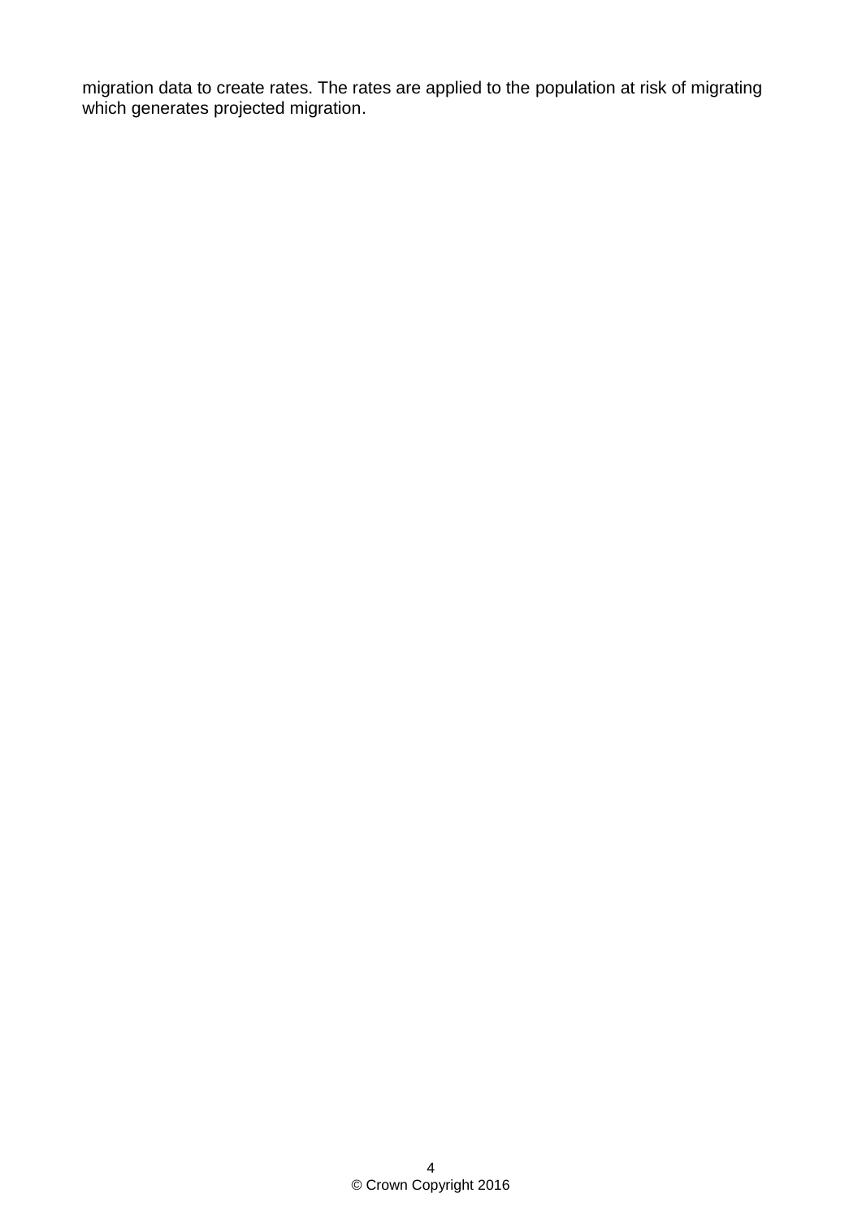migration data to create rates. The rates are applied to the population at risk of migrating which generates projected migration.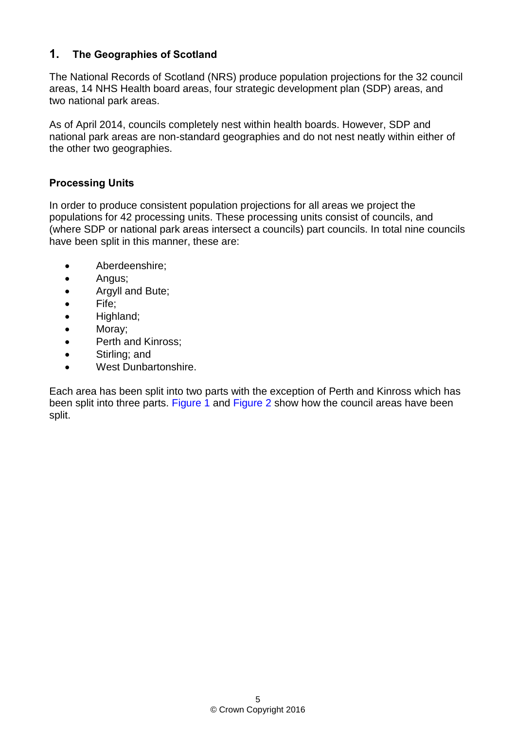## 1. The Geographies of Scotland

The National Records of Scotland (NRS) produce population projections for the 32 council areas, 14 NHS Health board areas, four strategic development plan (SDP) areas, and two national park areas.

As of April 2014, councils completely nest within health boards. However, SDP and national park areas are non-standard geographies and do not nest neatly within either of the other two geographies.

### Processing Units

In order to produce consistent population projections for all areas we project the populations for 42 processing units. These processing units consist of councils, and (where SDP or national park areas intersect a councils) part councils. In total nine councils have been split in this manner, these are:

- Aberdeenshire;
- Angus;
- Argyll and Bute;
- Fife;
- Highland;
- Moray;
- Perth and Kinross;
- Stirling; and
- West Dunbartonshire.

Each area has been split into two parts with the exception of Perth and Kinross which has been split into three parts. Figure 1 and Figure 2 show how the council areas have been split.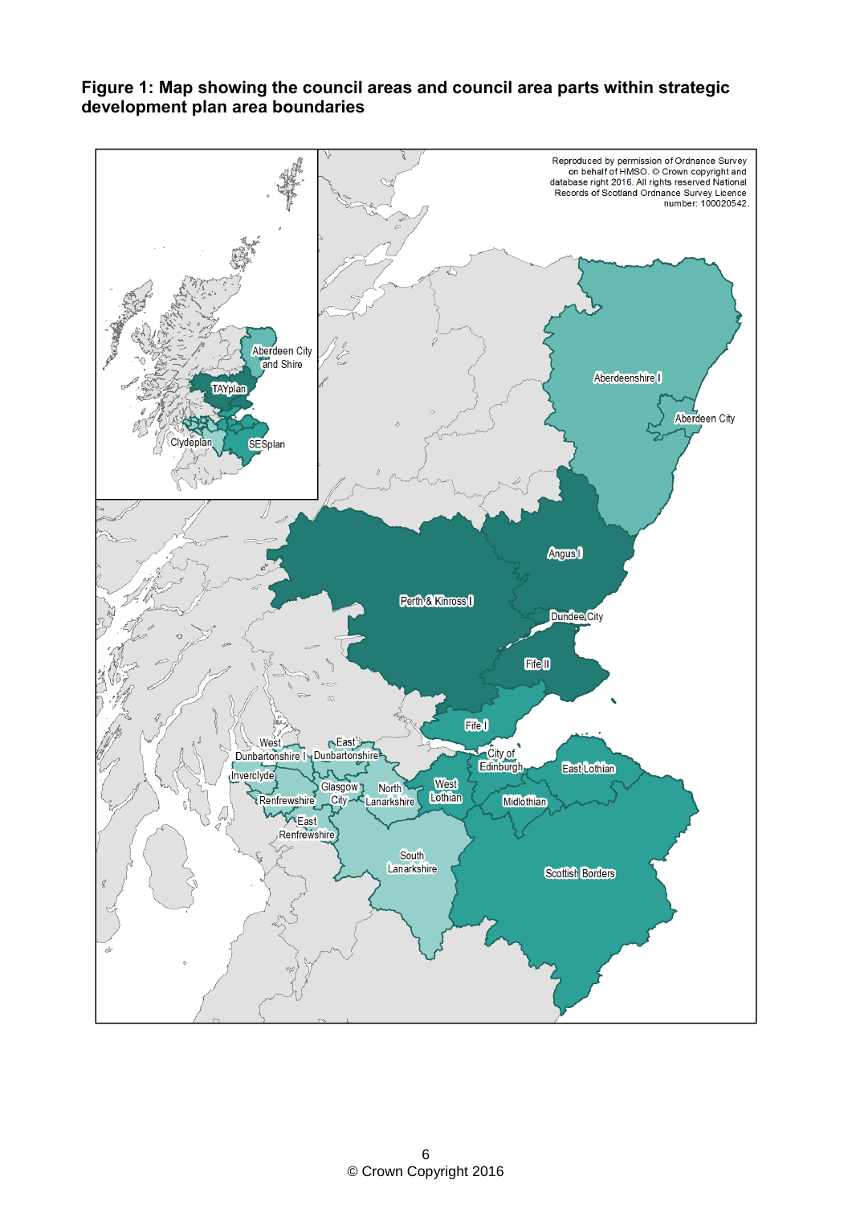**Figure 1: Map showing the council areas and council area parts within strategic development plan area boundaries**

Reproduced by permission of Ordnance Survey on behalf of HMSO. © Crown copyright and database right 2016. All rights reserved National Records of Scotland Ordnance Survey Licence number: 100020542.

Aberdeen City and Shire
TAYplan
Clydeplan
SESplan

Aberdeenshire I
Aberdeen City
Angus I
Perth & Kinross I
Dundee City
Fife II
Fife I
City of Edinburgh
East Lothian
West Lothian
Midlothian
Scottish Borders
West Dunbartonshire I
East Dunbartonshire
Inverclyde
Glasgow City
North Lanarkshire
Renfrewshire
East Renfrewshire
South Lanarkshire

© Crown Copyright 2016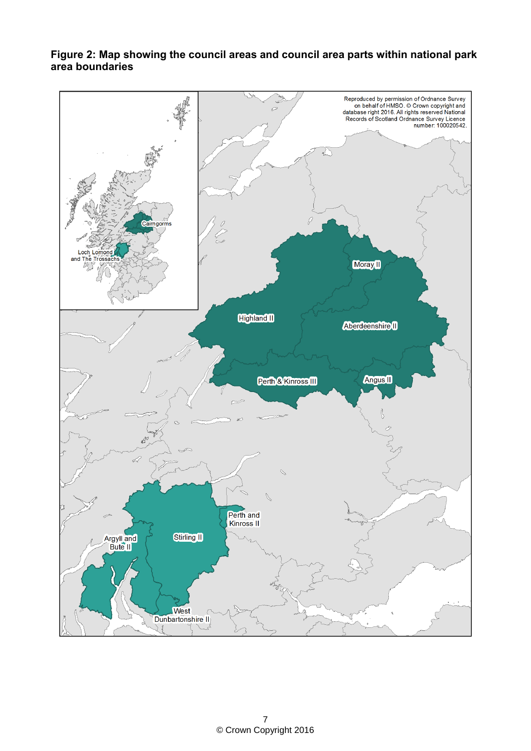**Figure 2: Map showing the council areas and council area parts within national park area boundaries**

Reproduced by permission of Ordnance Survey on behalf of HMSO. © Crown copyright and database right 2016. All rights reserved National Records of Scotland Ordnance Survey Licence number: 100020542.

© Crown Copyright 2016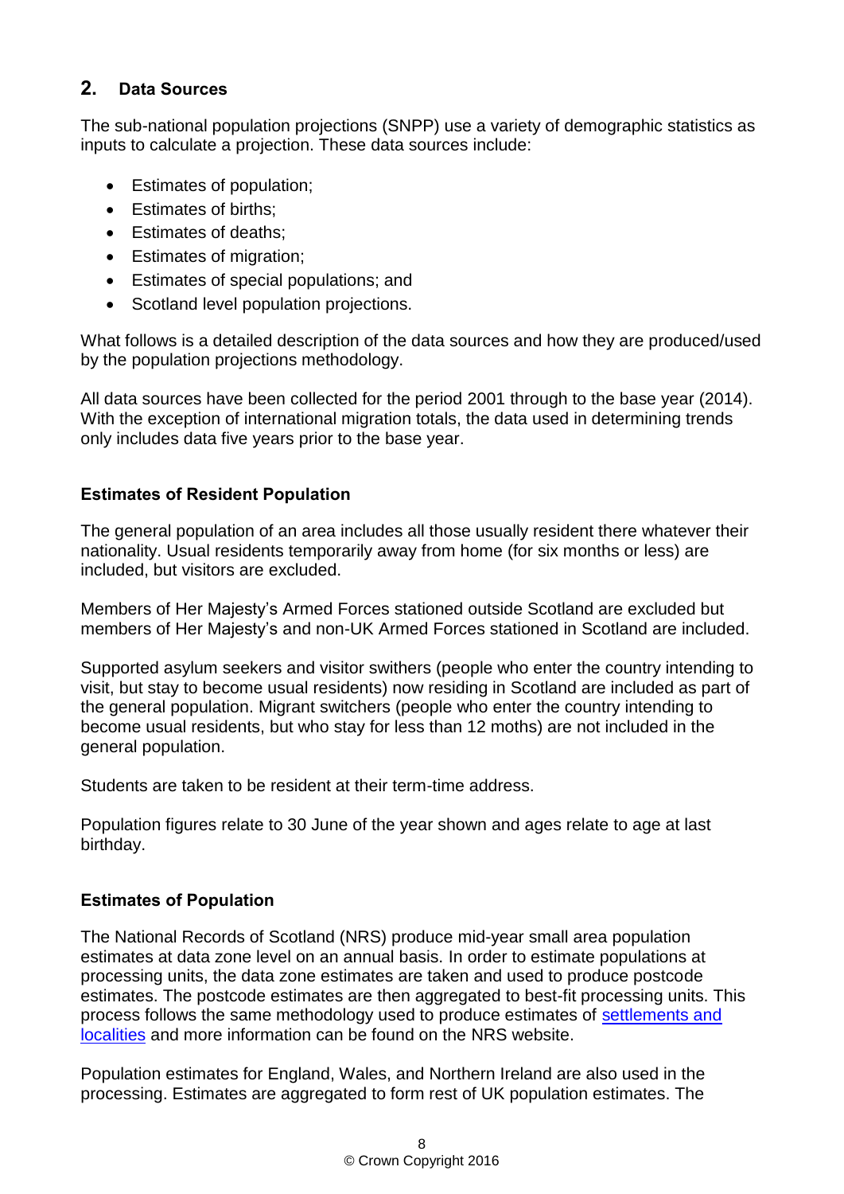## 2. Data Sources

The sub-national population projections (SNPP) use a variety of demographic statistics as inputs to calculate a projection. These data sources include:

- Estimates of population;
- Estimates of births;
- Estimates of deaths;
- Estimates of migration;
- Estimates of special populations; and
- Scotland level population projections.

What follows is a detailed description of the data sources and how they are produced/used by the population projections methodology.

All data sources have been collected for the period 2001 through to the base year (2014). With the exception of international migration totals, the data used in determining trends only includes data five years prior to the base year.

### Estimates of Resident Population

The general population of an area includes all those usually resident there whatever their nationality. Usual residents temporarily away from home (for six months or less) are included, but visitors are excluded.

Members of Her Majesty's Armed Forces stationed outside Scotland are excluded but members of Her Majesty's and non-UK Armed Forces stationed in Scotland are included.

Supported asylum seekers and visitor swithers (people who enter the country intending to visit, but stay to become usual residents) now residing in Scotland are included as part of the general population. Migrant switchers (people who enter the country intending to become usual residents, but who stay for less than 12 moths) are not included in the general population.

Students are taken to be resident at their term-time address.

Population figures relate to 30 June of the year shown and ages relate to age at last birthday.

### Estimates of Population

The National Records of Scotland (NRS) produce mid-year small area population estimates at data zone level on an annual basis. In order to estimate populations at processing units, the data zone estimates are taken and used to produce postcode estimates. The postcode estimates are then aggregated to best-fit processing units. This process follows the same methodology used to produce estimates of settlements and localities and more information can be found on the NRS website.

Population estimates for England, Wales, and Northern Ireland are also used in the processing. Estimates are aggregated to form rest of UK population estimates. The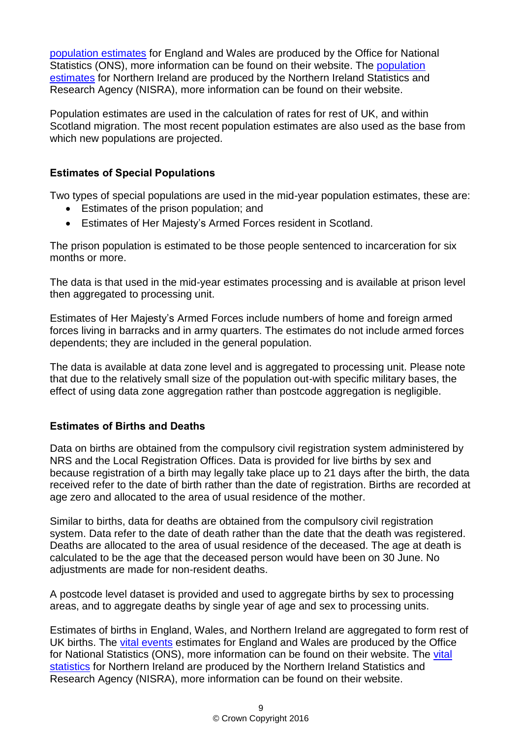population estimates for England and Wales are produced by the Office for National Statistics (ONS), more information can be found on their website. The population estimates for Northern Ireland are produced by the Northern Ireland Statistics and Research Agency (NISRA), more information can be found on their website.

Population estimates are used in the calculation of rates for rest of UK, and within Scotland migration. The most recent population estimates are also used as the base from which new populations are projected.

### Estimates of Special Populations

Two types of special populations are used in the mid-year population estimates, these are:

- Estimates of the prison population; and
- Estimates of Her Majesty's Armed Forces resident in Scotland.

The prison population is estimated to be those people sentenced to incarceration for six months or more.

The data is that used in the mid-year estimates processing and is available at prison level then aggregated to processing unit.

Estimates of Her Majesty's Armed Forces include numbers of home and foreign armed forces living in barracks and in army quarters. The estimates do not include armed forces dependents; they are included in the general population.

The data is available at data zone level and is aggregated to processing unit. Please note that due to the relatively small size of the population out-with specific military bases, the effect of using data zone aggregation rather than postcode aggregation is negligible.

### Estimates of Births and Deaths

Data on births are obtained from the compulsory civil registration system administered by NRS and the Local Registration Offices. Data is provided for live births by sex and because registration of a birth may legally take place up to 21 days after the birth, the data received refer to the date of birth rather than the date of registration. Births are recorded at age zero and allocated to the area of usual residence of the mother.

Similar to births, data for deaths are obtained from the compulsory civil registration system. Data refer to the date of death rather than the date that the death was registered. Deaths are allocated to the area of usual residence of the deceased. The age at death is calculated to be the age that the deceased person would have been on 30 June. No adjustments are made for non-resident deaths.

A postcode level dataset is provided and used to aggregate births by sex to processing areas, and to aggregate deaths by single year of age and sex to processing units.

Estimates of births in England, Wales, and Northern Ireland are aggregated to form rest of UK births. The vital events estimates for England and Wales are produced by the Office for National Statistics (ONS), more information can be found on their website. The vital statistics for Northern Ireland are produced by the Northern Ireland Statistics and Research Agency (NISRA), more information can be found on their website.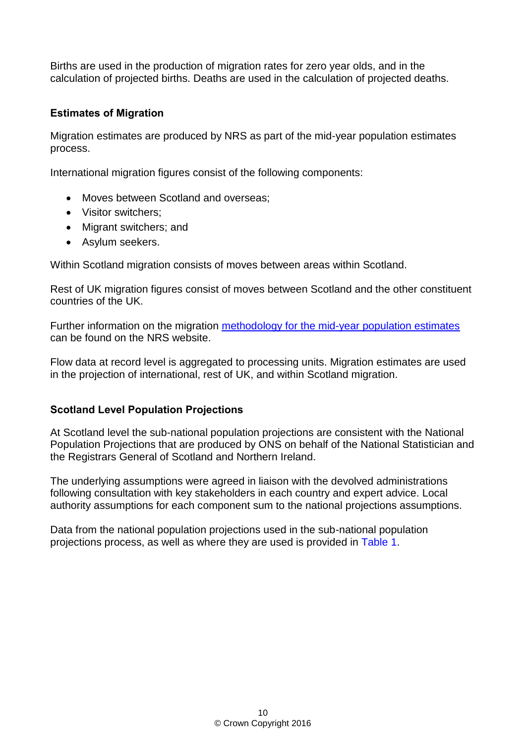Births are used in the production of migration rates for zero year olds, and in the calculation of projected births. Deaths are used in the calculation of projected deaths.

### Estimates of Migration

Migration estimates are produced by NRS as part of the mid-year population estimates process.

International migration figures consist of the following components:

- Moves between Scotland and overseas;
- Visitor switchers;
- Migrant switchers; and
- Asylum seekers.

Within Scotland migration consists of moves between areas within Scotland.

Rest of UK migration figures consist of moves between Scotland and the other constituent countries of the UK.

Further information on the migration [methodology for the mid-year population estimates]() can be found on the NRS website.

Flow data at record level is aggregated to processing units. Migration estimates are used in the projection of international, rest of UK, and within Scotland migration.

### Scotland Level Population Projections

At Scotland level the sub-national population projections are consistent with the National Population Projections that are produced by ONS on behalf of the National Statistician and the Registrars General of Scotland and Northern Ireland.

The underlying assumptions were agreed in liaison with the devolved administrations following consultation with key stakeholders in each country and expert advice. Local authority assumptions for each component sum to the national projections assumptions.

Data from the national population projections used in the sub-national population projections process, as well as where they are used is provided in Table 1.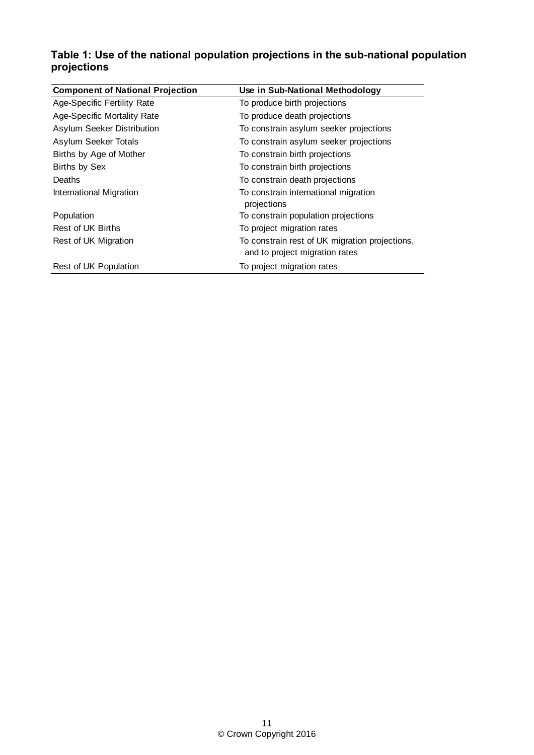**Table 1: Use of the national population projections in the sub-national population projections**

| Component of National Projection | Use in Sub-National Methodology |
|---|---|
| Age-Specific Fertility Rate | To produce birth projections |
| Age-Specific Mortality Rate | To produce death projections |
| Asylum Seeker Distribution | To constrain asylum seeker projections |
| Asylum Seeker Totals | To constrain asylum seeker projections |
| Births by Age of Mother | To constrain birth projections |
| Births by Sex | To constrain birth projections |
| Deaths | To constrain death projections |
| International Migration | To constrain international migration projections |
| Population | To constrain population projections |
| Rest of UK Births | To project migration rates |
| Rest of UK Migration | To constrain rest of UK migration projections, and to project migration rates |
| Rest of UK Population | To project migration rates |

© Crown Copyright 2016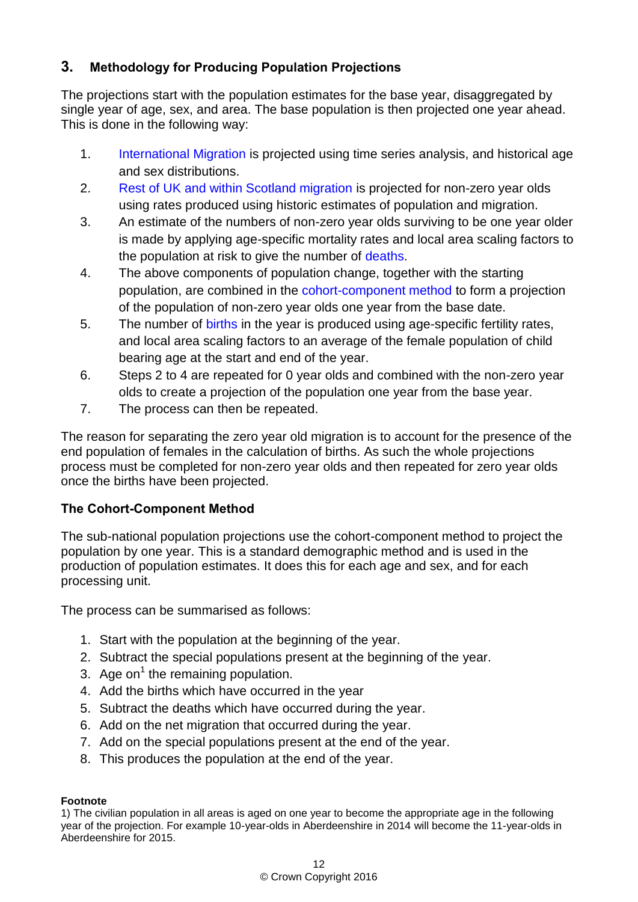## 3. Methodology for Producing Population Projections

The projections start with the population estimates for the base year, disaggregated by single year of age, sex, and area. The base population is then projected one year ahead. This is done in the following way:

1. International Migration is projected using time series analysis, and historical age and sex distributions.
2. Rest of UK and within Scotland migration is projected for non-zero year olds using rates produced using historic estimates of population and migration.
3. An estimate of the numbers of non-zero year olds surviving to be one year older is made by applying age-specific mortality rates and local area scaling factors to the population at risk to give the number of deaths.
4. The above components of population change, together with the starting population, are combined in the cohort-component method to form a projection of the population of non-zero year olds one year from the base date.
5. The number of births in the year is produced using age-specific fertility rates, and local area scaling factors to an average of the female population of child bearing age at the start and end of the year.
6. Steps 2 to 4 are repeated for 0 year olds and combined with the non-zero year olds to create a projection of the population one year from the base year.
7. The process can then be repeated.

The reason for separating the zero year old migration is to account for the presence of the end population of females in the calculation of births. As such the whole projections process must be completed for non-zero year olds and then repeated for zero year olds once the births have been projected.

### The Cohort-Component Method

The sub-national population projections use the cohort-component method to project the population by one year. This is a standard demographic method and is used in the production of population estimates. It does this for each age and sex, and for each processing unit.

The process can be summarised as follows:

1. Start with the population at the beginning of the year.
2. Subtract the special populations present at the beginning of the year.
3. Age on[1] the remaining population.
4. Add the births which have occurred in the year
5. Subtract the deaths which have occurred during the year.
6. Add on the net migration that occurred during the year.
7. Add on the special populations present at the end of the year.
8. This produces the population at the end of the year.

**Footnote**

1) The civilian population in all areas is aged on one year to become the appropriate age in the following year of the projection. For example 10-year-olds in Aberdeenshire in 2014 will become the 11-year-olds in Aberdeenshire for 2015.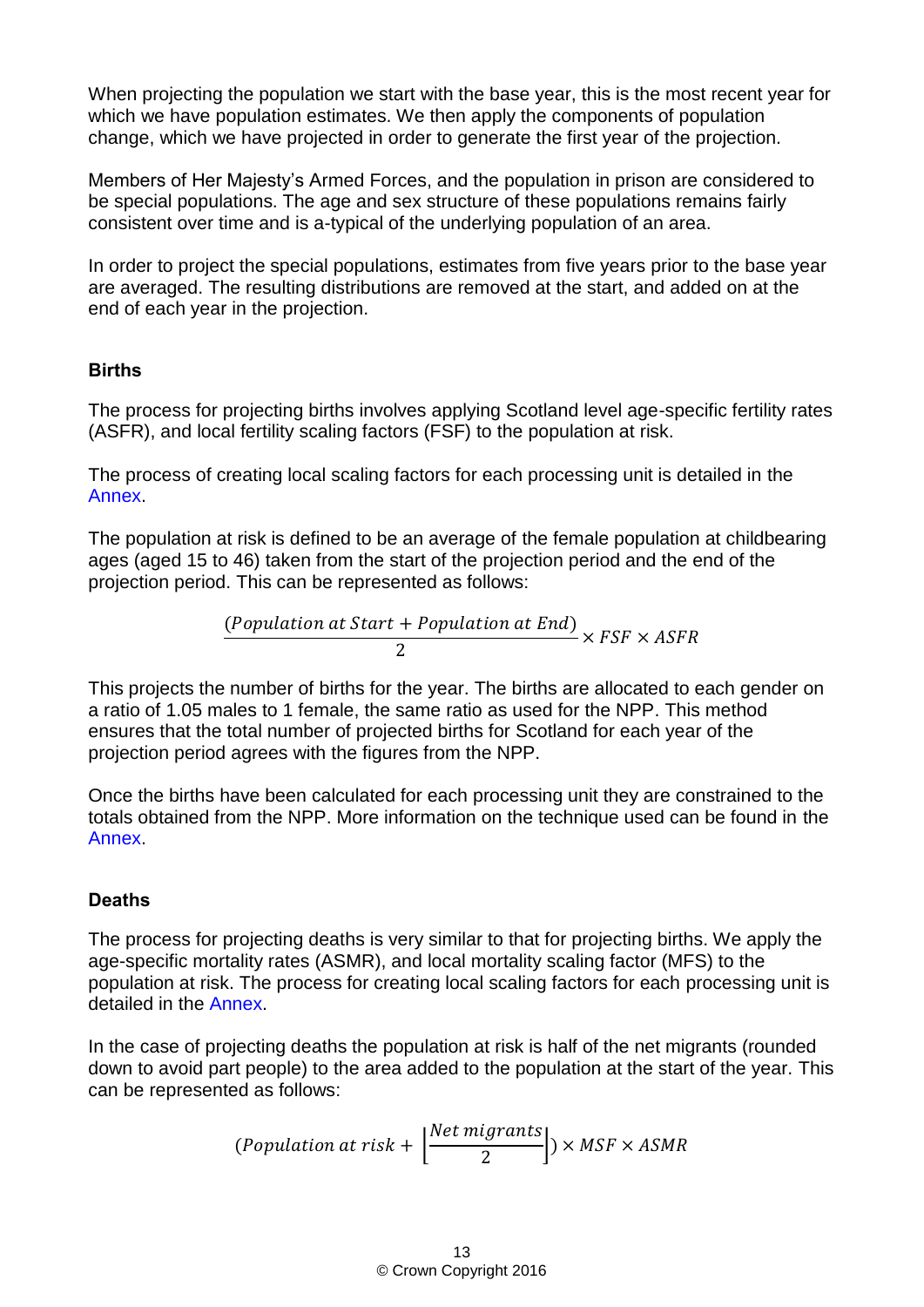When projecting the population we start with the base year, this is the most recent year for which we have population estimates. We then apply the components of population change, which we have projected in order to generate the first year of the projection.

Members of Her Majesty's Armed Forces, and the population in prison are considered to be special populations. The age and sex structure of these populations remains fairly consistent over time and is a-typical of the underlying population of an area.

In order to project the special populations, estimates from five years prior to the base year are averaged. The resulting distributions are removed at the start, and added on at the end of each year in the projection.

### Births

The process for projecting births involves applying Scotland level age-specific fertility rates (ASFR), and local fertility scaling factors (FSF) to the population at risk.

The process of creating local scaling factors for each processing unit is detailed in the Annex.

The population at risk is defined to be an average of the female population at childbearing ages (aged 15 to 46) taken from the start of the projection period and the end of the projection period. This can be represented as follows:

$$\frac{(Population\ at\ Start + Population\ at\ End)}{2} \times FSF \times ASFR$$

This projects the number of births for the year. The births are allocated to each gender on a ratio of 1.05 males to 1 female, the same ratio as used for the NPP. This method ensures that the total number of projected births for Scotland for each year of the projection period agrees with the figures from the NPP.

Once the births have been calculated for each processing unit they are constrained to the totals obtained from the NPP. More information on the technique used can be found in the Annex.

### Deaths

The process for projecting deaths is very similar to that for projecting births. We apply the age-specific mortality rates (ASMR), and local mortality scaling factor (MFS) to the population at risk. The process for creating local scaling factors for each processing unit is detailed in the Annex.

In the case of projecting deaths the population at risk is half of the net migrants (rounded down to avoid part people) to the area added to the population at the start of the year. This can be represented as follows:

$$(Population\ at\ risk + \left\lfloor \frac{Net\ migrants}{2} \right\rfloor) \times MSF \times ASMR$$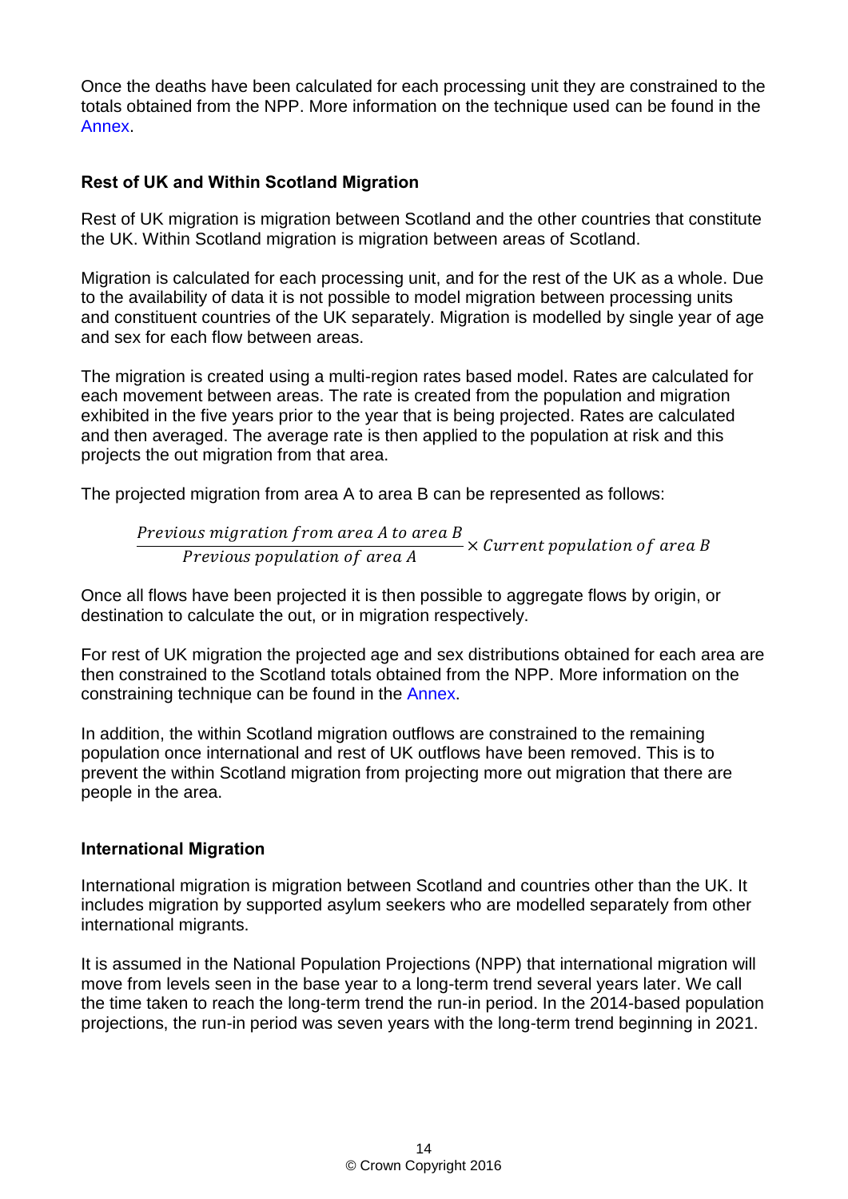Once the deaths have been calculated for each processing unit they are constrained to the totals obtained from the NPP. More information on the technique used can be found in the Annex.

### Rest of UK and Within Scotland Migration

Rest of UK migration is migration between Scotland and the other countries that constitute the UK. Within Scotland migration is migration between areas of Scotland.

Migration is calculated for each processing unit, and for the rest of the UK as a whole. Due to the availability of data it is not possible to model migration between processing units and constituent countries of the UK separately. Migration is modelled by single year of age and sex for each flow between areas.

The migration is created using a multi-region rates based model. Rates are calculated for each movement between areas. The rate is created from the population and migration exhibited in the five years prior to the year that is being projected. Rates are calculated and then averaged. The average rate is then applied to the population at risk and this projects the out migration from that area.

The projected migration from area A to area B can be represented as follows:

$$\frac{Previous\ migration\ from\ area\ A\ to\ area\ B}{Previous\ population\ of\ area\ A} \times Current\ population\ of\ area\ B$$

Once all flows have been projected it is then possible to aggregate flows by origin, or destination to calculate the out, or in migration respectively.

For rest of UK migration the projected age and sex distributions obtained for each area are then constrained to the Scotland totals obtained from the NPP. More information on the constraining technique can be found in the Annex.

In addition, the within Scotland migration outflows are constrained to the remaining population once international and rest of UK outflows have been removed. This is to prevent the within Scotland migration from projecting more out migration that there are people in the area.

### International Migration

International migration is migration between Scotland and countries other than the UK. It includes migration by supported asylum seekers who are modelled separately from other international migrants.

It is assumed in the National Population Projections (NPP) that international migration will move from levels seen in the base year to a long-term trend several years later. We call the time taken to reach the long-term trend the run-in period. In the 2014-based population projections, the run-in period was seven years with the long-term trend beginning in 2021.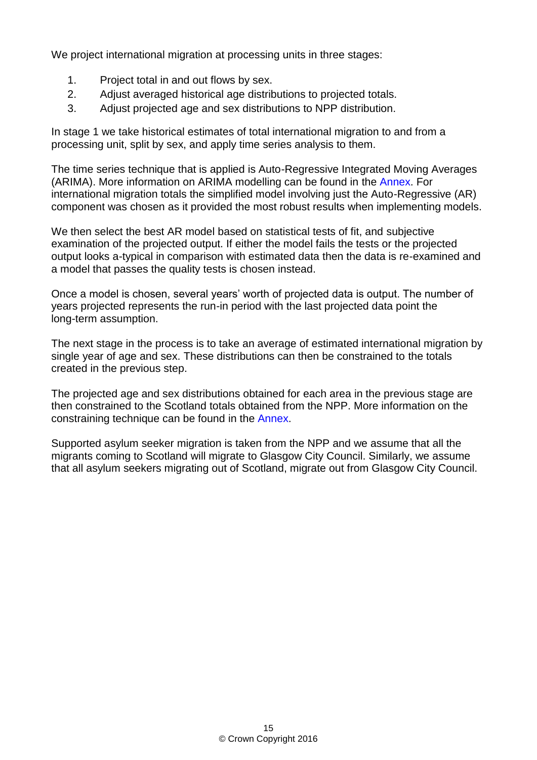We project international migration at processing units in three stages:

1. Project total in and out flows by sex.
2. Adjust averaged historical age distributions to projected totals.
3. Adjust projected age and sex distributions to NPP distribution.

In stage 1 we take historical estimates of total international migration to and from a processing unit, split by sex, and apply time series analysis to them.

The time series technique that is applied is Auto-Regressive Integrated Moving Averages (ARIMA). More information on ARIMA modelling can be found in the Annex. For international migration totals the simplified model involving just the Auto-Regressive (AR) component was chosen as it provided the most robust results when implementing models.

We then select the best AR model based on statistical tests of fit, and subjective examination of the projected output. If either the model fails the tests or the projected output looks a-typical in comparison with estimated data then the data is re-examined and a model that passes the quality tests is chosen instead.

Once a model is chosen, several years' worth of projected data is output. The number of years projected represents the run-in period with the last projected data point the long-term assumption.

The next stage in the process is to take an average of estimated international migration by single year of age and sex. These distributions can then be constrained to the totals created in the previous step.

The projected age and sex distributions obtained for each area in the previous stage are then constrained to the Scotland totals obtained from the NPP. More information on the constraining technique can be found in the Annex.

Supported asylum seeker migration is taken from the NPP and we assume that all the migrants coming to Scotland will migrate to Glasgow City Council. Similarly, we assume that all asylum seekers migrating out of Scotland, migrate out from Glasgow City Council.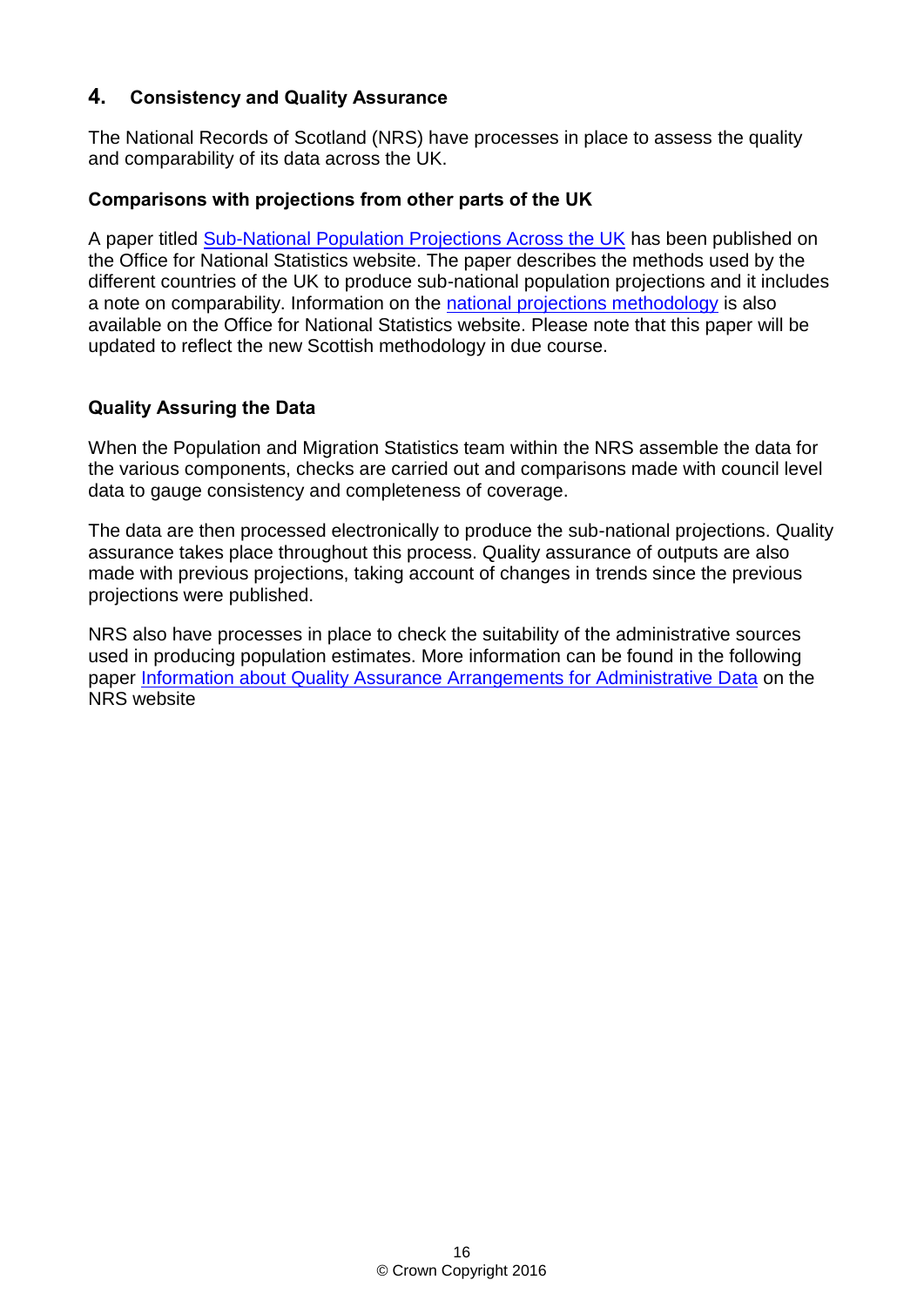## 4. Consistency and Quality Assurance

The National Records of Scotland (NRS) have processes in place to assess the quality and comparability of its data across the UK.

### Comparisons with projections from other parts of the UK

A paper titled Sub-National Population Projections Across the UK has been published on the Office for National Statistics website. The paper describes the methods used by the different countries of the UK to produce sub-national population projections and it includes a note on comparability. Information on the national projections methodology is also available on the Office for National Statistics website. Please note that this paper will be updated to reflect the new Scottish methodology in due course.

### Quality Assuring the Data

When the Population and Migration Statistics team within the NRS assemble the data for the various components, checks are carried out and comparisons made with council level data to gauge consistency and completeness of coverage.

The data are then processed electronically to produce the sub-national projections. Quality assurance takes place throughout this process. Quality assurance of outputs are also made with previous projections, taking account of changes in trends since the previous projections were published.

NRS also have processes in place to check the suitability of the administrative sources used in producing population estimates. More information can be found in the following paper Information about Quality Assurance Arrangements for Administrative Data on the NRS website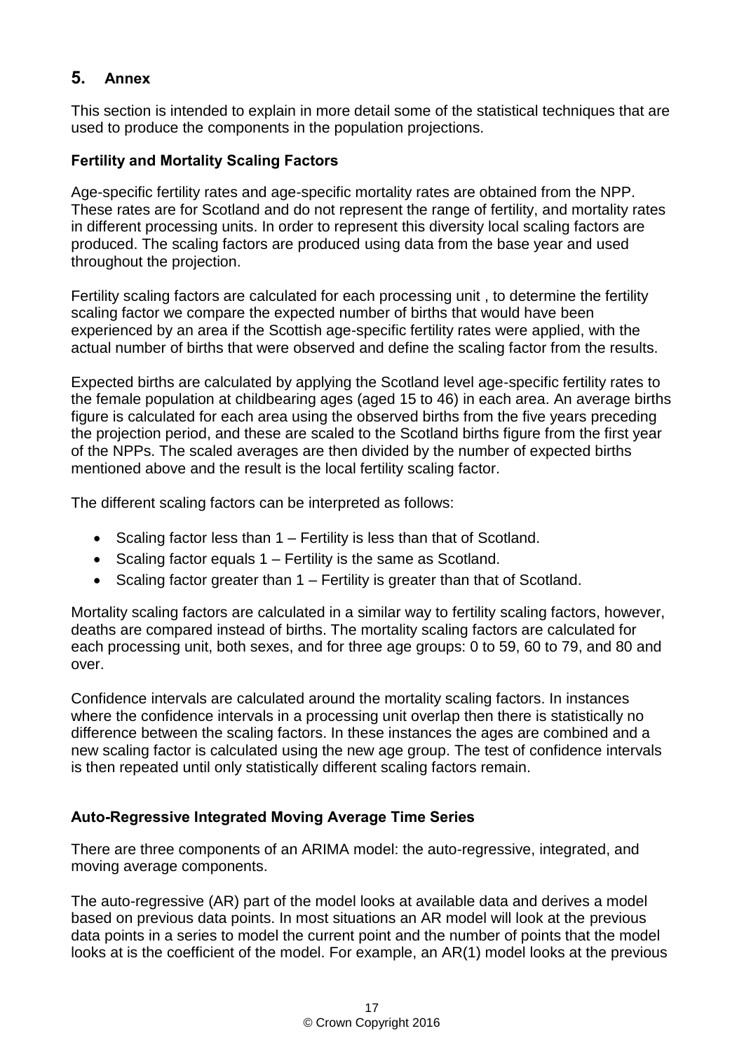## 5. Annex

This section is intended to explain in more detail some of the statistical techniques that are used to produce the components in the population projections.

### Fertility and Mortality Scaling Factors

Age-specific fertility rates and age-specific mortality rates are obtained from the NPP. These rates are for Scotland and do not represent the range of fertility, and mortality rates in different processing units. In order to represent this diversity local scaling factors are produced. The scaling factors are produced using data from the base year and used throughout the projection.

Fertility scaling factors are calculated for each processing unit , to determine the fertility scaling factor we compare the expected number of births that would have been experienced by an area if the Scottish age-specific fertility rates were applied, with the actual number of births that were observed and define the scaling factor from the results.

Expected births are calculated by applying the Scotland level age-specific fertility rates to the female population at childbearing ages (aged 15 to 46) in each area. An average births figure is calculated for each area using the observed births from the five years preceding the projection period, and these are scaled to the Scotland births figure from the first year of the NPPs. The scaled averages are then divided by the number of expected births mentioned above and the result is the local fertility scaling factor.

The different scaling factors can be interpreted as follows:

- Scaling factor less than 1 – Fertility is less than that of Scotland.
- Scaling factor equals 1 – Fertility is the same as Scotland.
- Scaling factor greater than 1 – Fertility is greater than that of Scotland.

Mortality scaling factors are calculated in a similar way to fertility scaling factors, however, deaths are compared instead of births. The mortality scaling factors are calculated for each processing unit, both sexes, and for three age groups: 0 to 59, 60 to 79, and 80 and over.

Confidence intervals are calculated around the mortality scaling factors. In instances where the confidence intervals in a processing unit overlap then there is statistically no difference between the scaling factors. In these instances the ages are combined and a new scaling factor is calculated using the new age group. The test of confidence intervals is then repeated until only statistically different scaling factors remain.

### Auto-Regressive Integrated Moving Average Time Series

There are three components of an ARIMA model: the auto-regressive, integrated, and moving average components.

The auto-regressive (AR) part of the model looks at available data and derives a model based on previous data points. In most situations an AR model will look at the previous data points in a series to model the current point and the number of points that the model looks at is the coefficient of the model. For example, an AR(1) model looks at the previous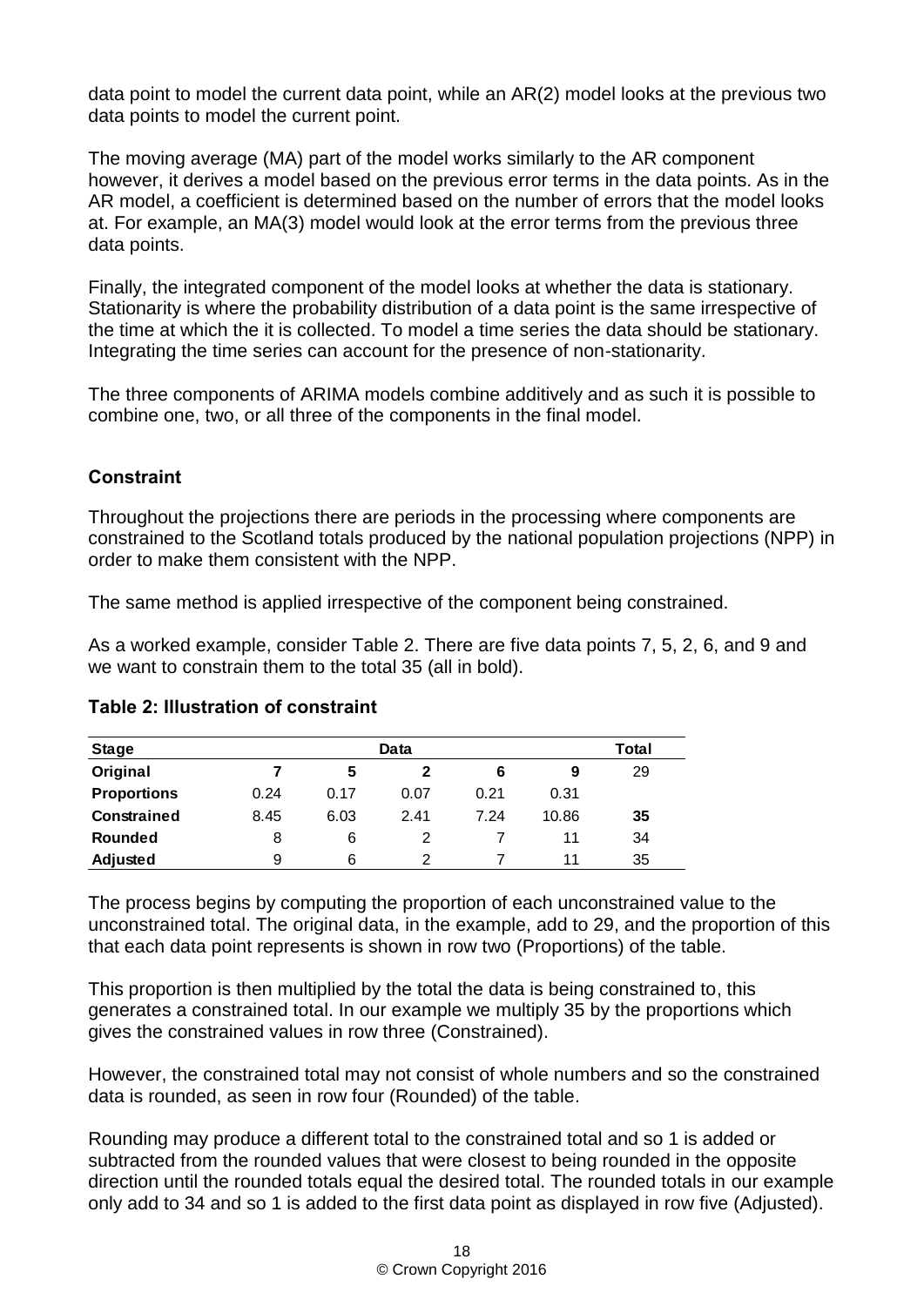data point to model the current data point, while an AR(2) model looks at the previous two data points to model the current point.

The moving average (MA) part of the model works similarly to the AR component however, it derives a model based on the previous error terms in the data points. As in the AR model, a coefficient is determined based on the number of errors that the model looks at. For example, an MA(3) model would look at the error terms from the previous three data points.

Finally, the integrated component of the model looks at whether the data is stationary. Stationarity is where the probability distribution of a data point is the same irrespective of the time at which the it is collected. To model a time series the data should be stationary. Integrating the time series can account for the presence of non-stationarity.

The three components of ARIMA models combine additively and as such it is possible to combine one, two, or all three of the components in the final model.

### Constraint

Throughout the projections there are periods in the processing where components are constrained to the Scotland totals produced by the national population projections (NPP) in order to make them consistent with the NPP.

The same method is applied irrespective of the component being constrained.

As a worked example, consider Table 2. There are five data points 7, 5, 2, 6, and 9 and we want to constrain them to the total 35 (all in bold).

**Table 2: Illustration of constraint**

| Stage | Data | | | | | Total |
|---|---|---|---|---|---|---|
| **Original** | **7** | **5** | **2** | **6** | **9** | 29 |
| **Proportions** | 0.24 | 0.17 | 0.07 | 0.21 | 0.31 | |
| **Constrained** | 8.45 | 6.03 | 2.41 | 7.24 | 10.86 | **35** |
| **Rounded** | 8 | 6 | 2 | 7 | 11 | 34 |
| **Adjusted** | 9 | 6 | 2 | 7 | 11 | 35 |

The process begins by computing the proportion of each unconstrained value to the unconstrained total. The original data, in the example, add to 29, and the proportion of this that each data point represents is shown in row two (Proportions) of the table.

This proportion is then multiplied by the total the data is being constrained to, this generates a constrained total. In our example we multiply 35 by the proportions which gives the constrained values in row three (Constrained).

However, the constrained total may not consist of whole numbers and so the constrained data is rounded, as seen in row four (Rounded) of the table.

Rounding may produce a different total to the constrained total and so 1 is added or subtracted from the rounded values that were closest to being rounded in the opposite direction until the rounded totals equal the desired total. The rounded totals in our example only add to 34 and so 1 is added to the first data point as displayed in row five (Adjusted).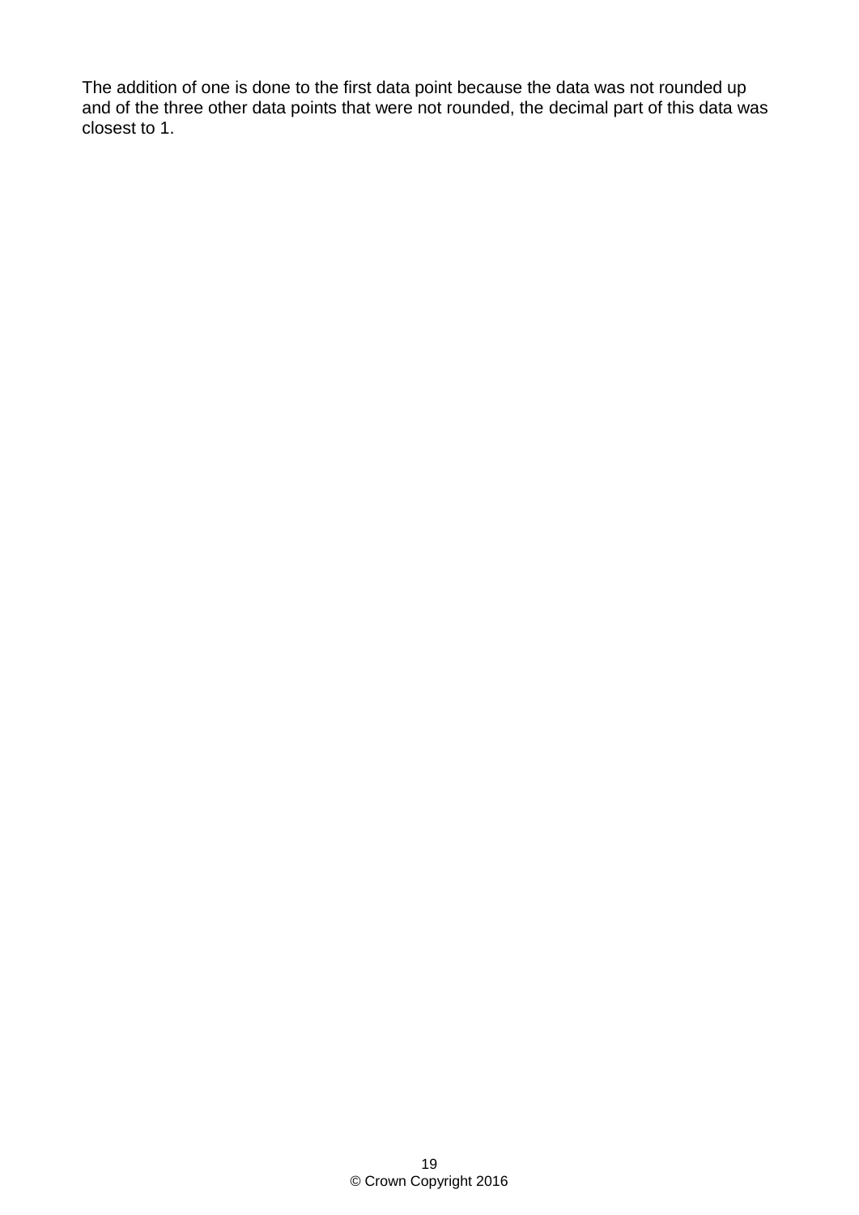The addition of one is done to the first data point because the data was not rounded up and of the three other data points that were not rounded, the decimal part of this data was closest to 1.

© Crown Copyright 2016